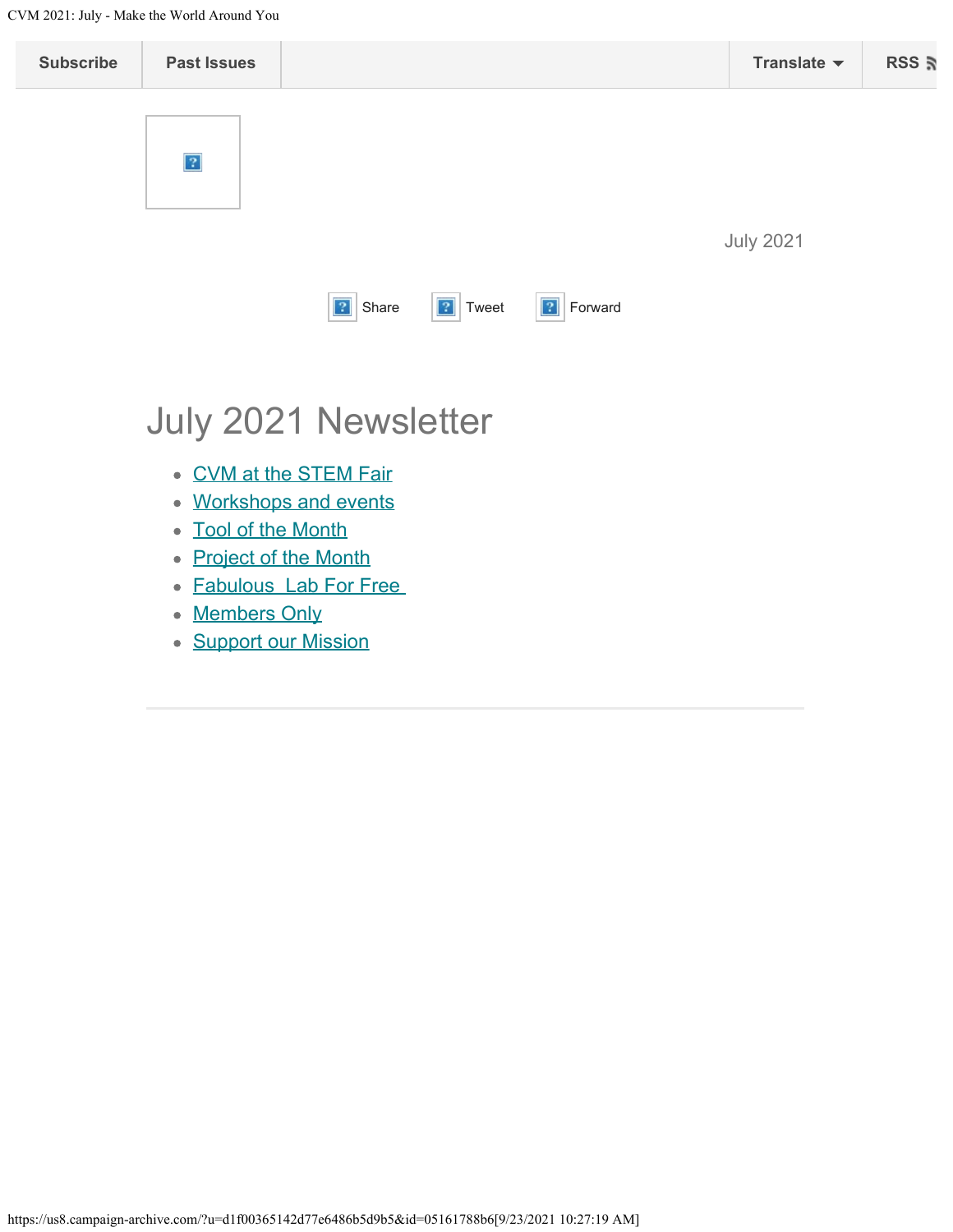Subscribe | Past Issues | Translate | RSS

July 2021

Share Tweet Forward

# July 2021 Newsletter

- CVM at the STEM Fair
- Workshops and events
- Tool of the Month
- Project of the Month
- Fabulous  Lab For Free
- Members Only
- Support our Mission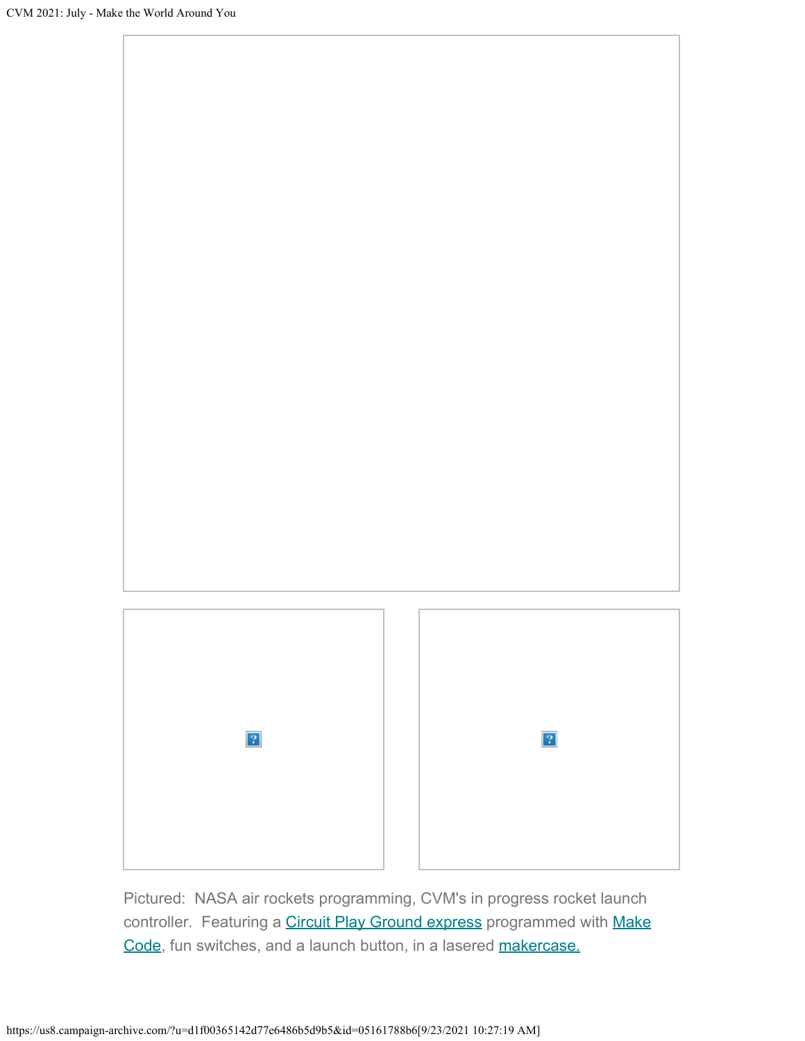Pictured: NASA air rockets programming, CVM's in progress rocket launch controller. Featuring a [Circuit Play Ground express]() programmed with [Make Code](), fun switches, and a launch button, in a lasered [makercase.]()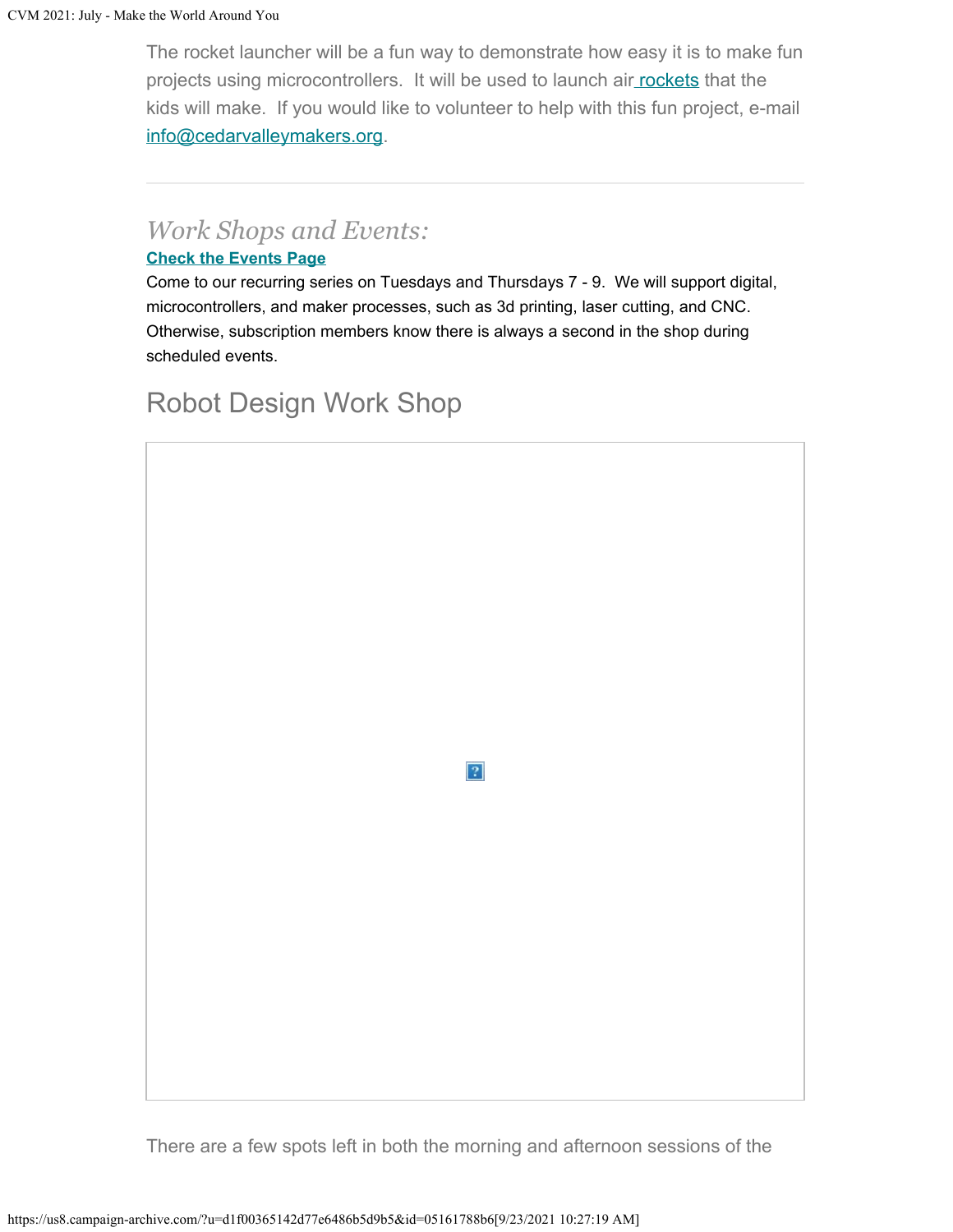The rocket launcher will be a fun way to demonstrate how easy it is to make fun projects using microcontrollers.  It will be used to launch air rockets that the kids will make.  If you would like to volunteer to help with this fun project, e-mail info@cedarvalleymakers.org.

---

## *Work Shops and Events:*

**Check the Events Page**

Come to our recurring series on Tuesdays and Thursdays 7 - 9.  We will support digital, microcontrollers, and maker processes, such as 3d printing, laser cutting, and CNC. Otherwise, subscription members know there is always a second in the shop during scheduled events.

# Robot Design Work Shop

There are a few spots left in both the morning and afternoon sessions of the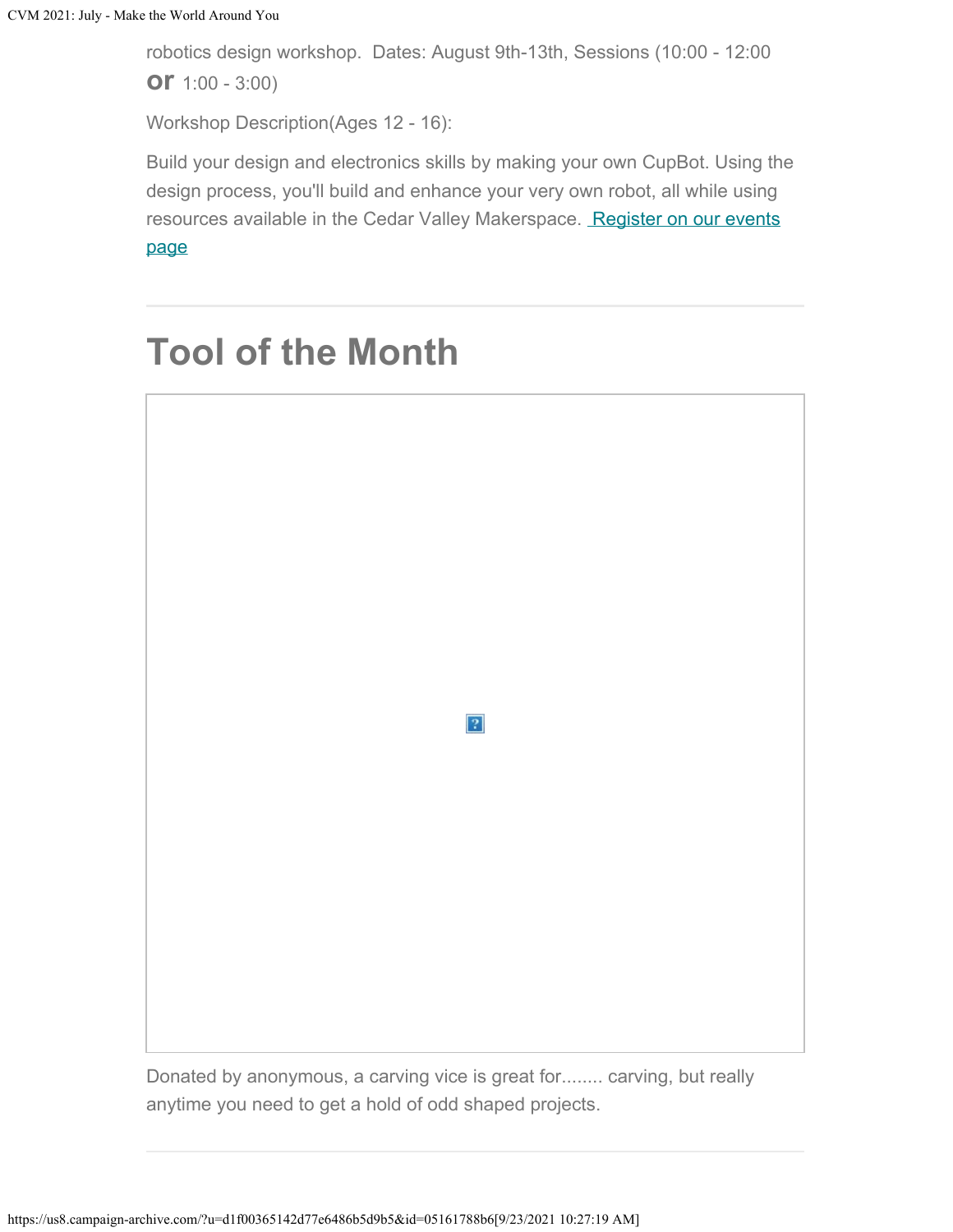robotics design workshop.  Dates: August 9th-13th, Sessions (10:00 - 12:00 **or** 1:00 - 3:00)

Workshop Description(Ages 12 - 16):

Build your design and electronics skills by making your own CupBot. Using the design process, you'll build and enhance your very own robot, all while using resources available in the Cedar Valley Makerspace. Register on our events page

---

# Tool of the Month

Donated by anonymous, a carving vice is great for........ carving, but really anytime you need to get a hold of odd shaped projects.

---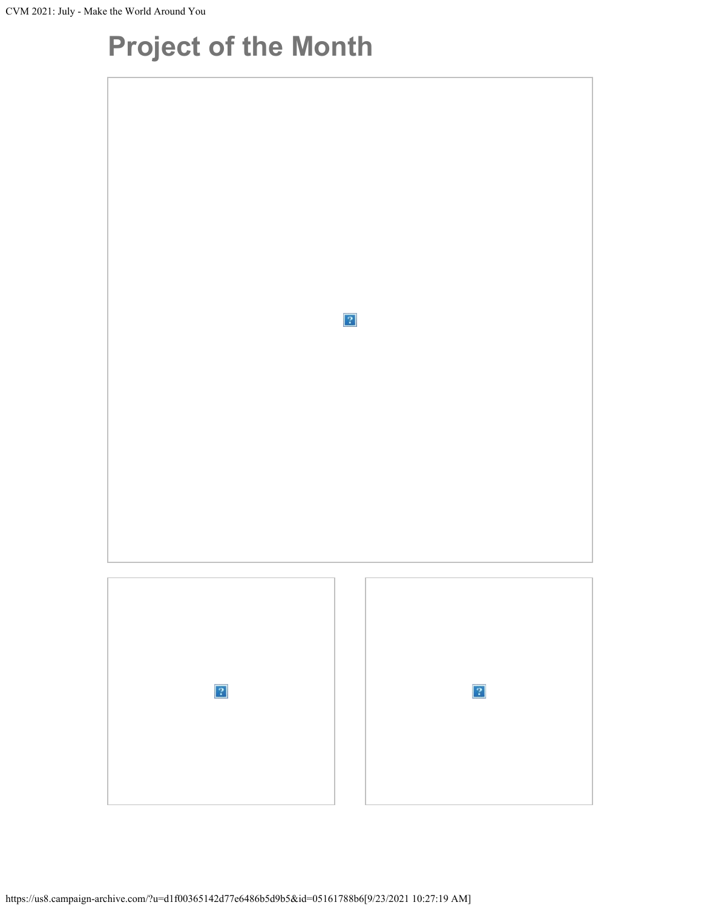# Project of the Month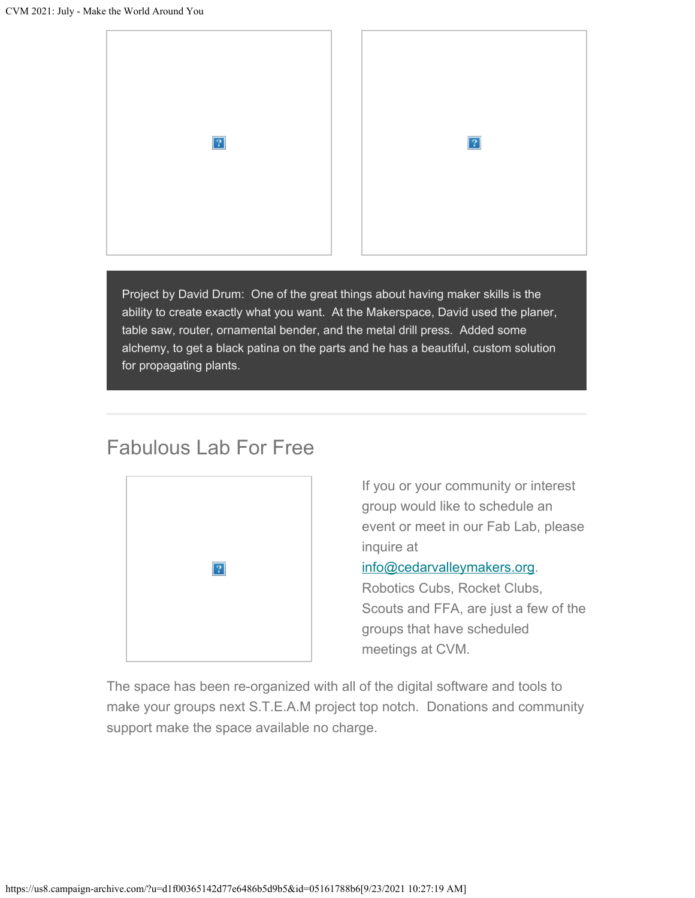Project by David Drum: One of the great things about having maker skills is the ability to create exactly what you want. At the Makerspace, David used the planer, table saw, router, ornamental bender, and the metal drill press. Added some alchemy, to get a black patina on the parts and he has a beautiful, custom solution for propagating plants.

---

## Fabulous Lab For Free

If you or your community or interest group would like to schedule an event or meet in our Fab Lab, please inquire at [info@cedarvalleymakers.org](mailto:info@cedarvalleymakers.org). Robotics Cubs, Rocket Clubs, Scouts and FFA, are just a few of the groups that have scheduled meetings at CVM.

The space has been re-organized with all of the digital software and tools to make your groups next S.T.E.A.M project top notch. Donations and community support make the space available no charge.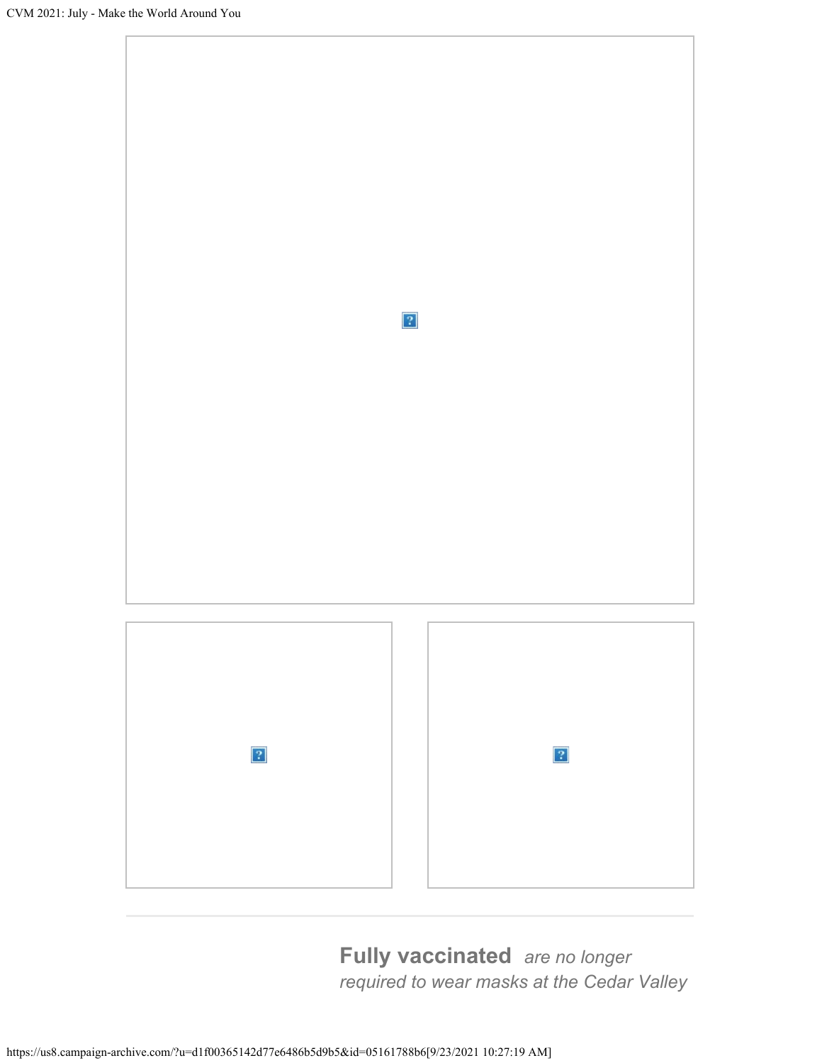**Fully vaccinated** *are no longer required to wear masks at the Cedar Valley*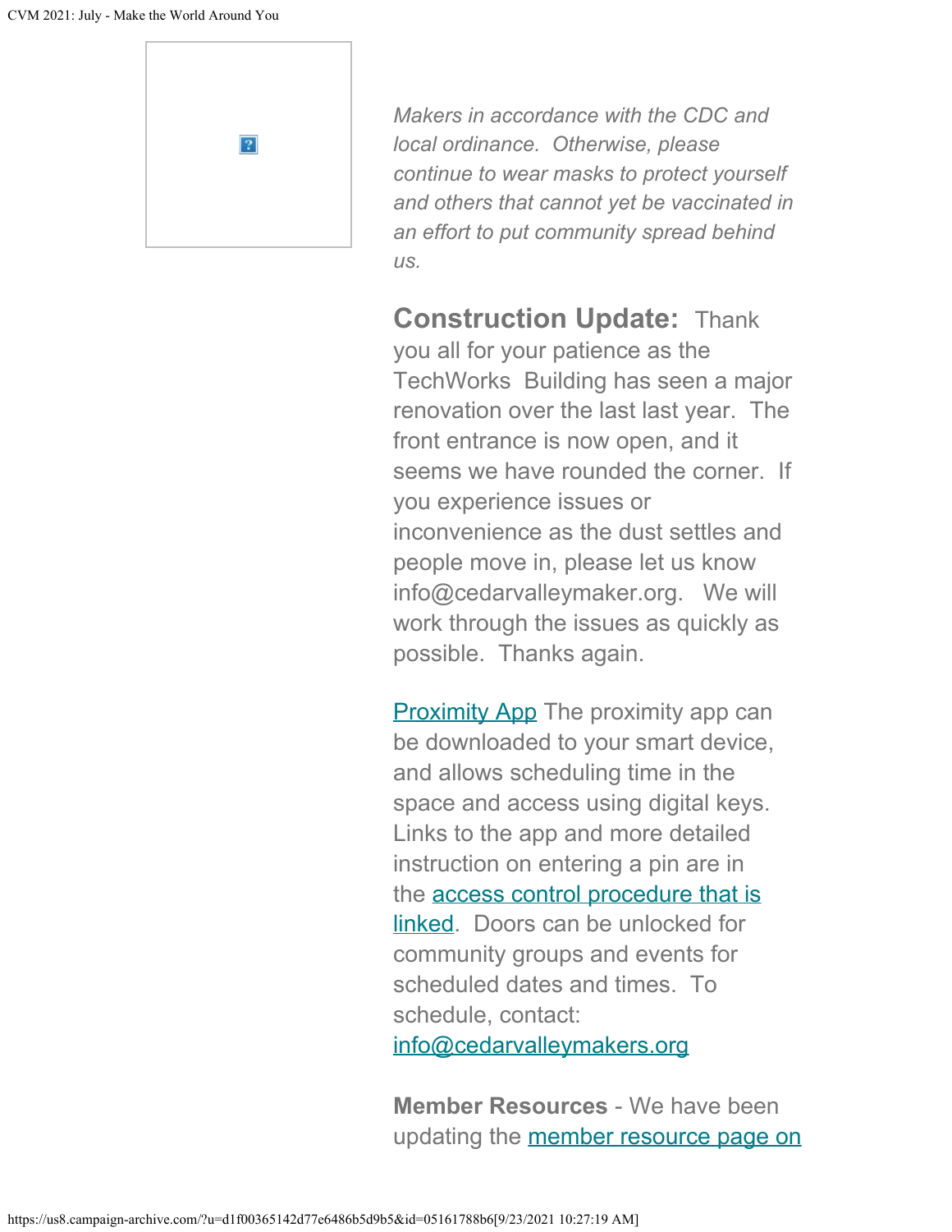*Makers in accordance with the CDC and local ordinance. Otherwise, please continue to wear masks to protect yourself and others that cannot yet be vaccinated in an effort to put community spread behind us.*

**Construction Update:** Thank you all for your patience as the TechWorks Building has seen a major renovation over the last last year. The front entrance is now open, and it seems we have rounded the corner. If you experience issues or inconvenience as the dust settles and people move in, please let us know info@cedarvalleymaker.org. We will work through the issues as quickly as possible. Thanks again.

Proximity App The proximity app can be downloaded to your smart device, and allows scheduling time in the space and access using digital keys. Links to the app and more detailed instruction on entering a pin are in the access control procedure that is linked. Doors can be unlocked for community groups and events for scheduled dates and times. To schedule, contact: info@cedarvalleymakers.org

**Member Resources** - We have been updating the member resource page on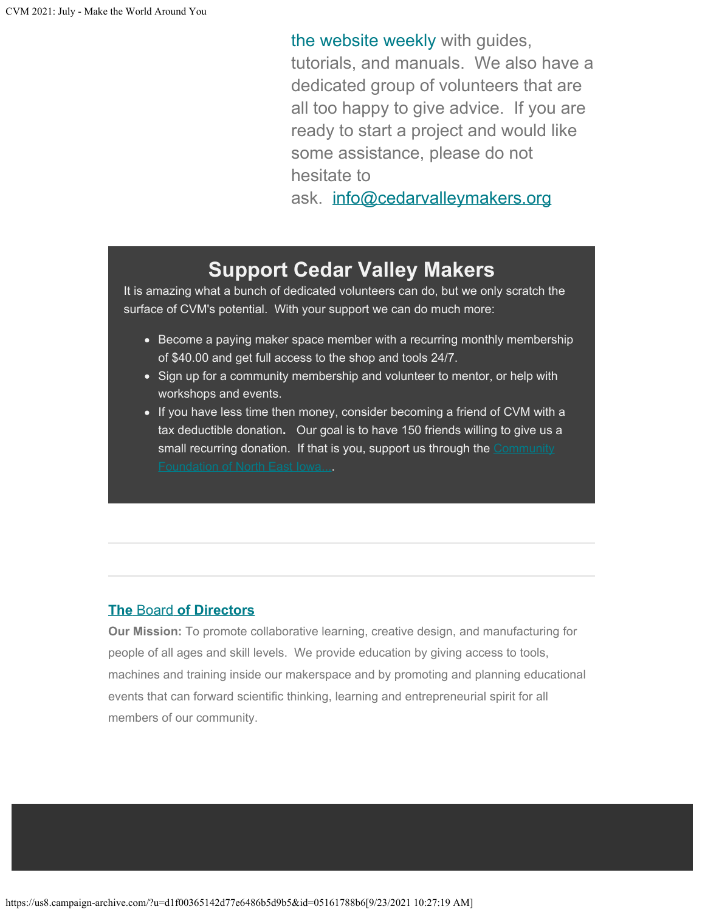the website weekly with guides, tutorials, and manuals. We also have a dedicated group of volunteers that are all too happy to give advice. If you are ready to start a project and would like some assistance, please do not hesitate to ask. info@cedarvalleymakers.org

## Support Cedar Valley Makers

It is amazing what a bunch of dedicated volunteers can do, but we only scratch the surface of CVM's potential. With your support we can do much more:

- Become a paying maker space member with a recurring monthly membership of $40.00 and get full access to the shop and tools 24/7.
- Sign up for a community membership and volunteer to mentor, or help with workshops and events.
- If you have less time then money, consider becoming a friend of CVM with a tax deductible donation. Our goal is to have 150 friends willing to give us a small recurring donation. If that is you, support us through the Community Foundation of North East Iowa....

---

---

**The Board of Directors**

**Our Mission:** To promote collaborative learning, creative design, and manufacturing for people of all ages and skill levels. We provide education by giving access to tools, machines and training inside our makerspace and by promoting and planning educational events that can forward scientific thinking, learning and entrepreneurial spirit for all members of our community.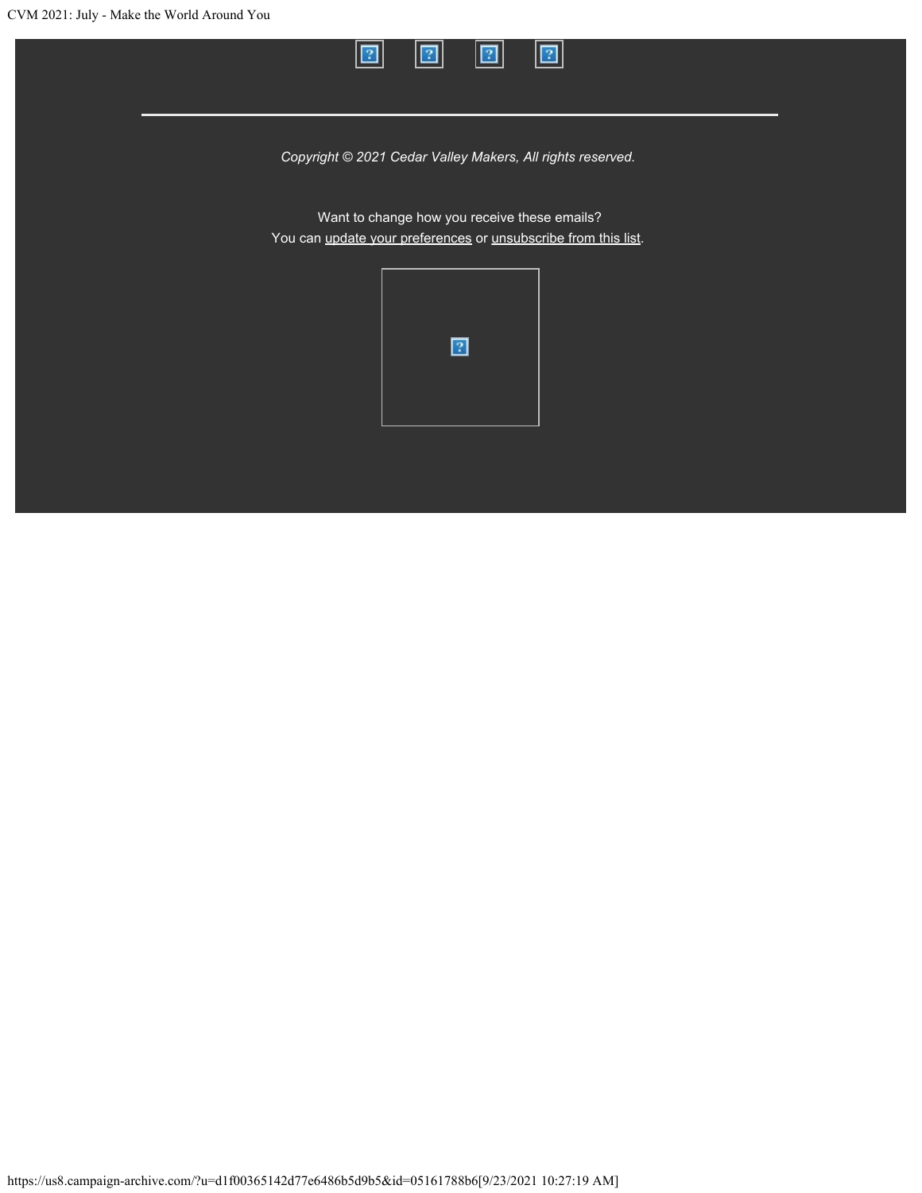*Copyright © 2021 Cedar Valley Makers, All rights reserved.*

Want to change how you receive these emails?
You can update your preferences or unsubscribe from this list.